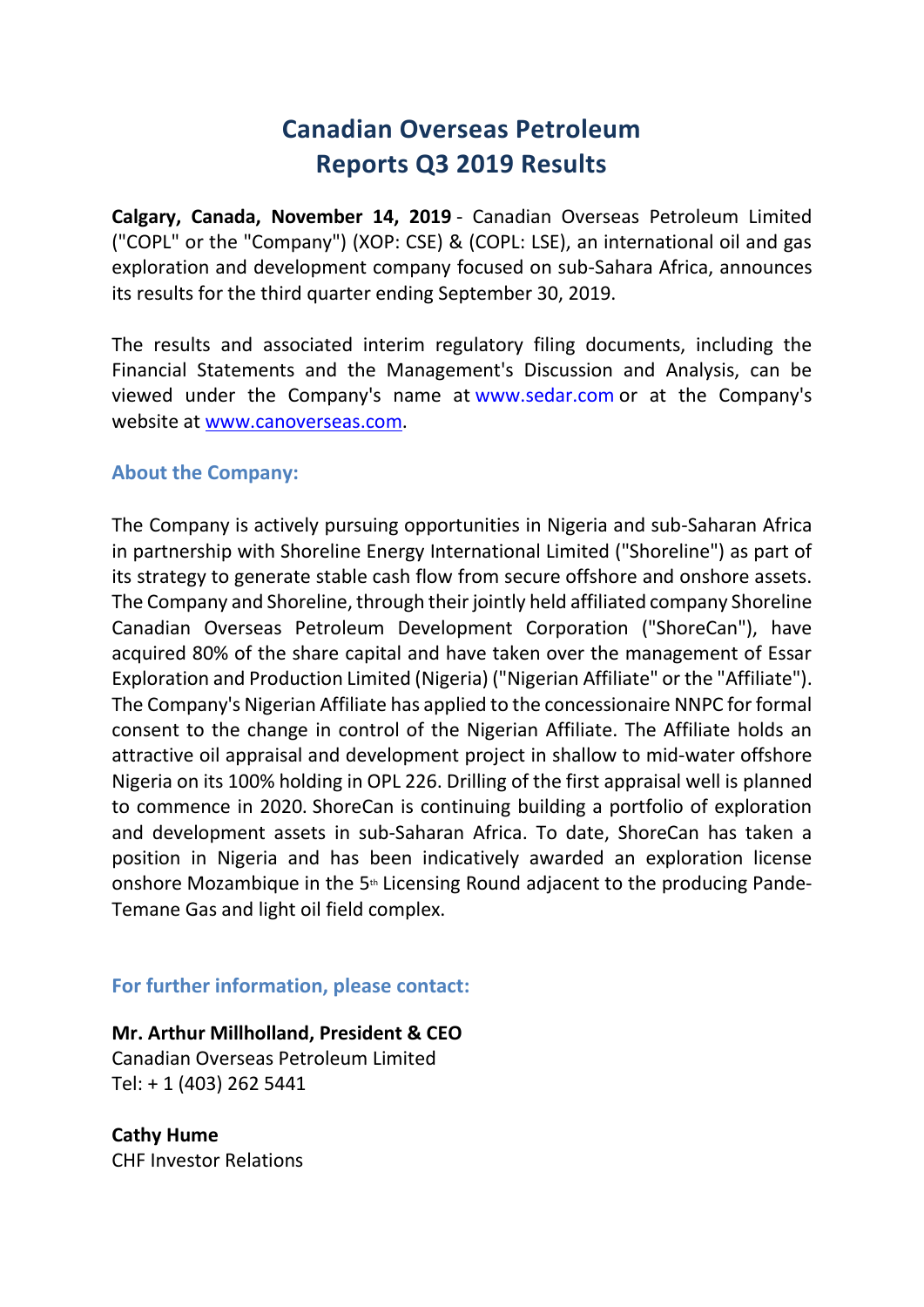# Canadian Overseas Petroleum Reports Q3 2019 Results

**Calgary, Canada, November 14, 2019** - Canadian Overseas Petroleum Limited ("COPL" or the "Company") (XOP: CSE) & (COPL: LSE), an international oil and gas exploration and development company focused on sub-Sahara Africa, announces its results for the third quarter ending September 30, 2019.

The results and associated interim regulatory filing documents, including the Financial Statements and the Management's Discussion and Analysis, can be viewed under the Company's name at www.sedar.com or at the Company's website at www.canoverseas.com.

## About the Company:

The Company is actively pursuing opportunities in Nigeria and sub-Saharan Africa in partnership with Shoreline Energy International Limited ("Shoreline") as part of its strategy to generate stable cash flow from secure offshore and onshore assets. The Company and Shoreline, through their jointly held affiliated company Shoreline Canadian Overseas Petroleum Development Corporation ("ShoreCan"), have acquired 80% of the share capital and have taken over the management of Essar Exploration and Production Limited (Nigeria) ("Nigerian Affiliate" or the "Affiliate"). The Company's Nigerian Affiliate has applied to the concessionaire NNPC for formal consent to the change in control of the Nigerian Affiliate. The Affiliate holds an attractive oil appraisal and development project in shallow to mid-water offshore Nigeria on its 100% holding in OPL 226. Drilling of the first appraisal well is planned to commence in 2020. ShoreCan is continuing building a portfolio of exploration and development assets in sub-Saharan Africa. To date, ShoreCan has taken a position in Nigeria and has been indicatively awarded an exploration license onshore Mozambique in the 5th Licensing Round adjacent to the producing Pande-Temane Gas and light oil field complex.

## For further information, please contact:

**Mr. Arthur Millholland, President & CEO**
Canadian Overseas Petroleum Limited
Tel: + 1 (403) 262 5441

**Cathy Hume**
CHF Investor Relations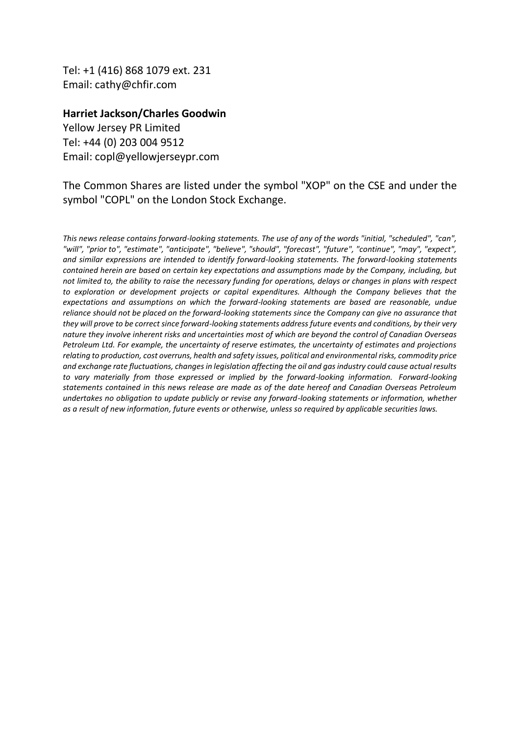Tel: +1 (416) 868 1079 ext. 231
Email: cathy@chfir.com

**Harriet Jackson/Charles Goodwin**
Yellow Jersey PR Limited
Tel: +44 (0) 203 004 9512
Email: copl@yellowjerseypr.com

The Common Shares are listed under the symbol "XOP" on the CSE and under the symbol "COPL" on the London Stock Exchange.

*This news release contains forward-looking statements. The use of any of the words "initial, "scheduled", "can", "will", "prior to", "estimate", "anticipate", "believe", "should", "forecast", "future", "continue", "may", "expect", and similar expressions are intended to identify forward-looking statements. The forward-looking statements contained herein are based on certain key expectations and assumptions made by the Company, including, but not limited to, the ability to raise the necessary funding for operations, delays or changes in plans with respect to exploration or development projects or capital expenditures. Although the Company believes that the expectations and assumptions on which the forward-looking statements are based are reasonable, undue reliance should not be placed on the forward-looking statements since the Company can give no assurance that they will prove to be correct since forward-looking statements address future events and conditions, by their very nature they involve inherent risks and uncertainties most of which are beyond the control of Canadian Overseas Petroleum Ltd. For example, the uncertainty of reserve estimates, the uncertainty of estimates and projections relating to production, cost overruns, health and safety issues, political and environmental risks, commodity price and exchange rate fluctuations, changes in legislation affecting the oil and gas industry could cause actual results to vary materially from those expressed or implied by the forward-looking information. Forward-looking statements contained in this news release are made as of the date hereof and Canadian Overseas Petroleum undertakes no obligation to update publicly or revise any forward-looking statements or information, whether as a result of new information, future events or otherwise, unless so required by applicable securities laws.*